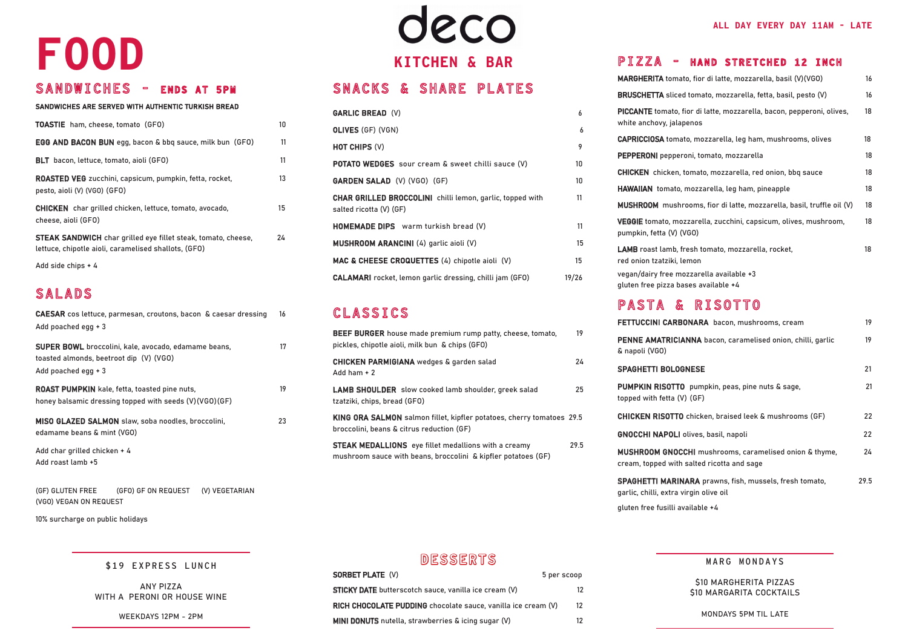# deco

## KITCHEN & BAR

ALL DAY EVERY DAY 11AM - LATE

# FOOD

## SANDWICHES - ENDS AT 5PM

**SANDWICHES ARE SERVED WITH AUTHENTIC TURKISH BREAD**

| Item | Price |
|---|---|
| **TOASTIE** ham, cheese, tomato (GFO) | 10 |
| **EGG AND BACON BUN** egg, bacon & bbq sauce, milk bun (GFO) | 11 |
| **BLT** bacon, lettuce, tomato, aioli (GFO) | 11 |
| **ROASTED VEG** zucchini, capsicum, pumpkin, fetta, rocket, pesto, aioli (V) (VGO) (GFO) | 13 |
| **CHICKEN** char grilled chicken, lettuce, tomato, avocado, cheese, aioli (GFO) | 15 |
| **STEAK SANDWICH** char grilled eye fillet steak, tomato, cheese, lettuce, chipotle aioli, caramelised shallots, (GFO) | 24 |

Add side chips + 4

## SALADS

| Item | Price |
|---|---|
| **CAESAR** cos lettuce, parmesan, croutons, bacon & caesar dressing<br>Add poached egg + 3 | 16 |
| **SUPER BOWL** broccolini, kale, avocado, edamame beans, toasted almonds, beetroot dip (V) (VGO)<br>Add poached egg + 3 | 17 |
| **ROAST PUMPKIN** kale, fetta, toasted pine nuts, honey balsamic dressing topped with seeds (V)(VGO)(GF) | 19 |
| **MISO GLAZED SALMON** slaw, soba noodles, broccolini, edamame beans & mint (VGO) | 23 |

Add char grilled chicken + 4
Add roast lamb +5

(GF) GLUTEN FREE (GFO) GF ON REQUEST (V) VEGETARIAN (VGO) VEGAN ON REQUEST

10% surcharge on public holidays

## SNACKS & SHARE PLATES

| Item | Price |
|---|---|
| **GARLIC BREAD** (V) | 6 |
| **OLIVES** (GF) (VGN) | 6 |
| **HOT CHIPS** (V) | 9 |
| **POTATO WEDGES** sour cream & sweet chilli sauce (V) | 10 |
| **GARDEN SALAD** (V) (VGO) (GF) | 10 |
| **CHAR GRILLED BROCCOLINI** chilli lemon, garlic, topped with salted ricotta (V) (GF) | 11 |
| **HOMEMADE DIPS** warm turkish bread (V) | 11 |
| **MUSHROOM ARANCINI** (4) garlic aioli (V) | 15 |
| **MAC & CHEESE CROQUETTES** (4) chipotle aioli (V) | 15 |
| **CALAMARI** rocket, lemon garlic dressing, chilli jam (GFO) | 19/26 |

## CLASSICS

| Item | Price |
|---|---|
| **BEEF BURGER** house made premium rump patty, cheese, tomato, pickles, chipotle aioli, milk bun & chips (GFO) | 19 |
| **CHICKEN PARMIGIANA** wedges & garden salad<br>Add ham + 2 | 24 |
| **LAMB SHOULDER** slow cooked lamb shoulder, greek salad tzatziki, chips, bread (GFO) | 25 |
| **KING ORA SALMON** salmon fillet, kipfler potatoes, cherry tomatoes broccolini, beans & citrus reduction (GF) | 29.5 |
| **STEAK MEDALLIONS** eye fillet medallions with a creamy mushroom sauce with beans, broccolini & kipfler potatoes (GF) | 29.5 |

## PIZZA - HAND STRETCHED 12 INCH

| Item | Price |
|---|---|
| **MARGHERITA** tomato, fior di latte, mozzarella, basil (V)(VGO) | 16 |
| **BRUSCHETTA** sliced tomato, mozzarella, fetta, basil, pesto (V) | 16 |
| **PICCANTE** tomato, fior di latte, mozzarella, bacon, pepperoni, olives, white anchovy, jalapenos | 18 |
| **CAPRICCIOSA** tomato, mozzarella, leg ham, mushrooms, olives | 18 |
| **PEPPERONI** pepperoni, tomato, mozzarella | 18 |
| **CHICKEN** chicken, tomato, mozzarella, red onion, bbq sauce | 18 |
| **HAWAIIAN** tomato, mozzarella, leg ham, pineapple | 18 |
| **MUSHROOM** mushrooms, fior di latte, mozzarella, basil, truffle oil (V) | 18 |
| **VEGGIE** tomato, mozzarella, zucchini, capsicum, olives, mushroom, pumpkin, fetta (V) (VGO) | 18 |
| **LAMB** roast lamb, fresh tomato, mozzarella, rocket, red onion tzatziki, lemon | 18 |

vegan/dairy free mozzarella available +3
gluten free pizza bases available +4

## PASTA & RISOTTO

| Item | Price |
|---|---|
| **FETTUCCINI CARBONARA** bacon, mushrooms, cream | 19 |
| **PENNE AMATRICIANNA** bacon, caramelised onion, chilli, garlic & napoli (VGO) | 19 |
| **SPAGHETTI BOLOGNESE** | 21 |
| **PUMPKIN RISOTTO** pumpkin, peas, pine nuts & sage, topped with fetta (V) (GF) | 21 |
| **CHICKEN RISOTTO** chicken, braised leek & mushrooms (GF) | 22 |
| **GNOCCHI NAPOLI** olives, basil, napoli | 22 |
| **MUSHROOM GNOCCHI** mushrooms, caramelised onion & thyme, cream, topped with salted ricotta and sage | 24 |
| **SPAGHETTI MARINARA** prawns, fish, mussels, fresh tomato, garlic, chilli, extra virgin olive oil | 29.5 |

gluten free fusilli available +4

## $19 EXPRESS LUNCH

ANY PIZZA
WITH A PERONI OR HOUSE WINE

WEEKDAYS 12PM - 2PM

## DESSERTS

| Item | Price |
|---|---|
| **SORBET PLATE** (V) | 5 per scoop |
| **STICKY DATE** butterscotch sauce, vanilla ice cream (V) | 12 |
| **RICH CHOCOLATE PUDDING** chocolate sauce, vanilla ice cream (V) | 12 |
| **MINI DONUTS** nutella, strawberries & icing sugar (V) | 12 |

## MARG MONDAYS

$10 MARGHERITA PIZZAS
$10 MARGARITA COCKTAILS

MONDAYS 5PM TIL LATE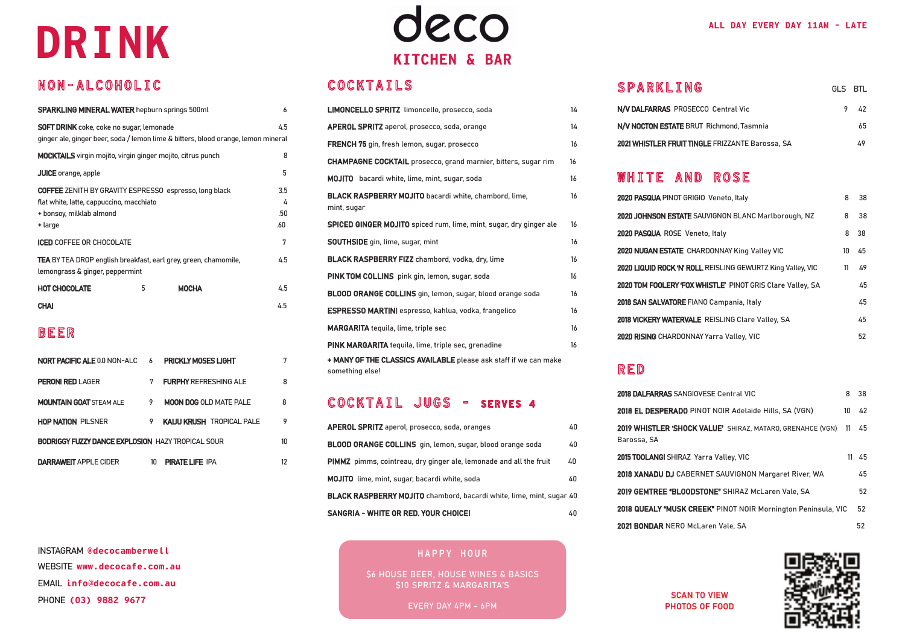# DRINK

# deco
## KITCHEN & BAR

ALL DAY EVERY DAY 11AM - LATE

## NON-ALCOHOLIC

| | |
|---|---|
| **SPARKLING MINERAL WATER** hepburn springs 500ml | 6 |
| **SOFT DRINK** coke, coke no sugar, lemonade ginger ale, ginger beer, soda / lemon lime & bitters, blood orange, lemon mineral | 4.5 |
| **MOCKTAILS** virgin mojito, virgin ginger mojito, citrus punch | 8 |
| **JUICE** orange, apple | 5 |
| **COFFEE** ZENITH BY GRAVITY ESPRESSO espresso, long black | 3.5 |
| flat white, latte, cappuccino, macchiato | 4 |
| + bonsoy, milklab almond | .50 |
| + large | .60 |
| **ICED** COFFEE OR CHOCOLATE | 7 |
| **TEA** BY TEA DROP english breakfast, earl grey, green, chamomile, lemongrass & ginger, peppermint | 4.5 |
| **HOT CHOCOLATE** | 5 |
| **MOCHA** | 4.5 |
| **CHAI** | 4.5 |

## BEER

| | |
|---|---|
| **NORT PACIFIC ALE** 0.0 NON-ALC | 6 |
| **PRICKLY MOSES LIGHT** | 7 |
| **PERONI RED** LAGER | 7 |
| **FURPHY** REFRESHING ALE | 8 |
| **MOUNTAIN GOAT** STEAM ALE | 9 |
| **MOON DOG** OLD MATE PALE | 8 |
| **HOP NATION** PILSNER | 9 |
| **KAIJU KRUSH** TROPICAL PALE | 9 |
| **BODRIGGY FUZZY DANCE EXPLOSION** HAZY TROPICAL SOUR | 10 |
| **DARRAWEIT** APPLE CIDER | 10 |
| **PIRATE LIFE** IPA | 12 |

## COCKTAILS

| | |
|---|---|
| **LIMONCELLO SPRITZ** limoncello, prosecco, soda | 14 |
| **APEROL SPRITZ** aperol, prosecco, soda, orange | 14 |
| **FRENCH 75** gin, fresh lemon, sugar, prosecco | 16 |
| **CHAMPAGNE COCKTAIL** prosecco, grand marnier, bitters, sugar rim | 16 |
| **MOJITO** bacardi white, lime, mint, sugar, soda | 16 |
| **BLACK RASPBERRY MOJITO** bacardi white, chambord, lime, mint, sugar | 16 |
| **SPICED GINGER MOJITO** spiced rum, lime, mint, sugar, dry ginger ale | 16 |
| **SOUTHSIDE** gin, lime, sugar, mint | 16 |
| **BLACK RASPBERRY FIZZ** chambord, vodka, dry, lime | 16 |
| **PINK TOM COLLINS** pink gin, lemon, sugar, soda | 16 |
| **BLOOD ORANGE COLLINS** gin, lemon, sugar, blood orange soda | 16 |
| **ESPRESSO MARTINI** espresso, kahlua, vodka, frangelico | 16 |
| **MARGARITA** tequila, lime, triple sec | 16 |
| **PINK MARGARITA** tequila, lime, triple sec, grenadine | 16 |

**+ MANY OF THE CLASSICS AVAILABLE** please ask staff if we can make something else!

## COCKTAIL JUGS - SERVES 4

| | |
|---|---|
| **APEROL SPRITZ** aperol, prosecco, soda, oranges | 40 |
| **BLOOD ORANGE COLLINS** gin, lemon, sugar, blood orange soda | 40 |
| **PIMMZ** pimms, cointreau, dry ginger ale, lemonade and all the fruit | 40 |
| **MOJITO** lime, mint, sugar, bacardi white, soda | 40 |
| **BLACK RASPBERRY MOJITO** chambord, bacardi white, lime, mint, sugar | 40 |
| **SANGRIA - WHITE OR RED. YOUR CHOICE!** | 40 |

## SPARKLING

| | GLS | BTL |
|---|---|---|
| **N/V DALFARRAS** PROSECCO Central Vic | 9 | 42 |
| **N/V NOCTON ESTATE** BRUT Richmond, Tasmania | | 65 |
| **2021 WHISTLER FRUIT TINGLE** FRIZZANTE Barossa, SA | | 49 |

## WHITE AND ROSE

| | GLS | BTL |
|---|---|---|
| **2020 PASQUA** PINOT GRIGIO Veneto, Italy | 8 | 38 |
| **2020 JOHNSON ESTATE** SAUVIGNON BLANC Marlborough, NZ | 8 | 38 |
| **2020 PASQUA** ROSE Veneto, Italy | 8 | 38 |
| **2020 NUGAN ESTATE** CHARDONNAY King Valley VIC | 10 | 45 |
| **2020 LIQUID ROCK 'N' ROLL** REISLING GEWURTZ King Valley, VIC | 11 | 49 |
| **2020 TOM FOOLERY 'FOX WHISTLE'** PINOT GRIS Clare Valley, SA | | 45 |
| **2018 SAN SALVATORE** FIANO Campania, Italy | | 45 |
| **2018 VICKERY WATERVALE** REISLING Clare Valley, SA | | 45 |
| **2020 RISING** CHARDONNAY Yarra Valley, VIC | | 52 |

## RED

| | GLS | BTL |
|---|---|---|
| **2018 DALFARRAS** SANGIOVESE Central VIC | 8 | 38 |
| **2018 EL DESPERADO** PINOT NOIR Adelaide Hills, SA (VGN) | 10 | 42 |
| **2019 WHISTLER 'SHOCK VALUE'** SHIRAZ, MATARO, GRENAHCE (VGN) Barossa, SA | 11 | 45 |
| **2015 TOOLANGI** SHIRAZ Yarra Valley, VIC | 11 | 45 |
| **2018 XANADU DJ** CABERNET SAUVIGNON Margaret River, WA | | 45 |
| **2019 GEMTREE "BLOODSTONE"** SHIRAZ McLaren Vale, SA | | 52 |
| **2018 QUEALY "MUSK CREEK"** PINOT NOIR Mornington Peninsula, VIC | | 52 |
| **2021 BONDAR** NERO McLaren Vale, SA | | 52 |

INSTAGRAM **@decocamberwell**
WEBSITE **www.decocafe.com.au**
EMAIL **info@decocafe.com.au**
PHONE **(03) 9882 9677**

### HAPPY HOUR

$6 HOUSE BEER, HOUSE WINES & BASICS
$10 SPRITZ & MARGARITA'S

EVERY DAY 4PM - 6PM

SCAN TO VIEW PHOTOS OF FOOD